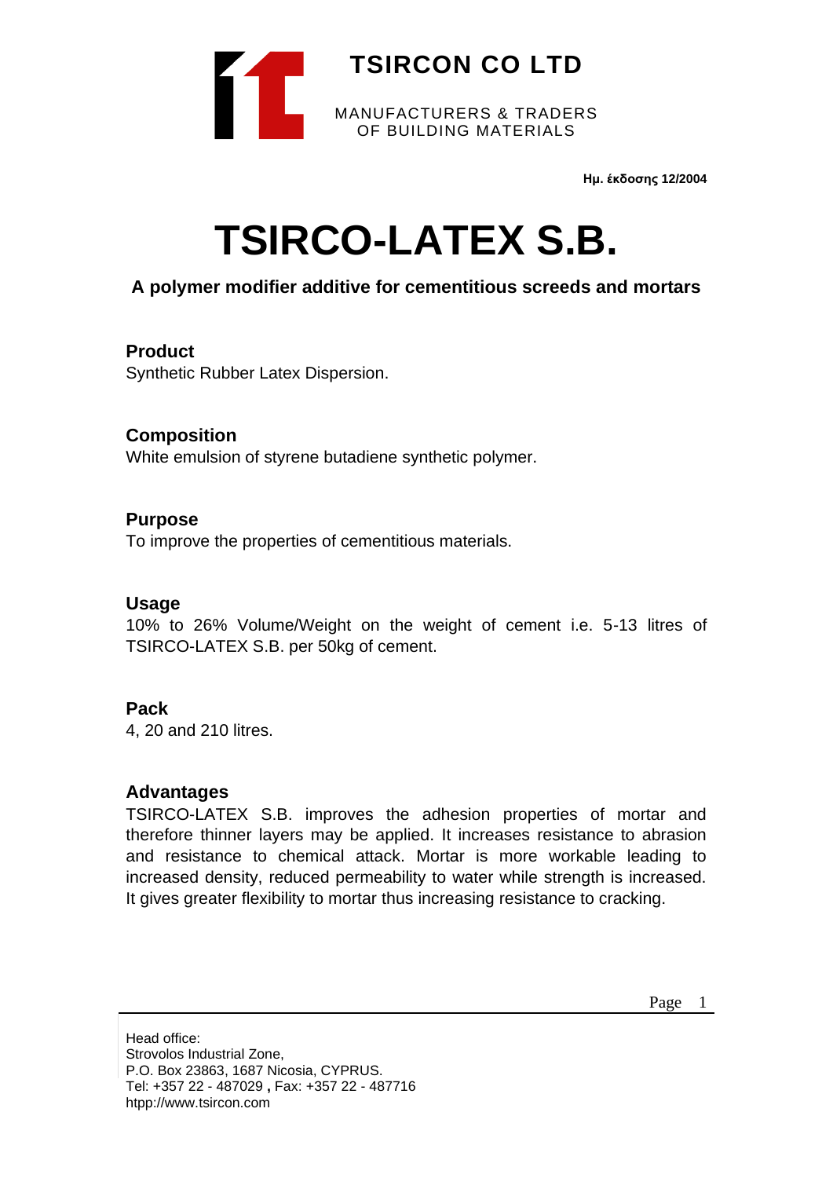**TSIRCON CO LTD**

MANUFACTURERS & TRADERS
OF BUILDING MATERIALS

**Ημ. έκδοσης 12/2004**

# TSIRCO-LATEX S.B.

**A polymer modifier additive for cementitious screeds and mortars**

### Product

Synthetic Rubber Latex Dispersion.

### Composition

White emulsion of styrene butadiene synthetic polymer.

### Purpose

To improve the properties of cementitious materials.

### Usage

10% to 26% Volume/Weight on the weight of cement i.e. 5-13 litres of TSIRCO-LATEX S.B. per 50kg of cement.

### Pack

4, 20 and 210 litres.

### Advantages

TSIRCO-LATEX S.B. improves the adhesion properties of mortar and therefore thinner layers may be applied. It increases resistance to abrasion and resistance to chemical attack. Mortar is more workable leading to increased density, reduced permeability to water while strength is increased. It gives greater flexibility to mortar thus increasing resistance to cracking.

Head office:
Strovolos Industrial Zone,
P.O. Box 23863, 1687 Nicosia, CYPRUS.
Tel: +357 22 - 487029 **,** Fax: +357 22 - 487716
htpp://www.tsircon.com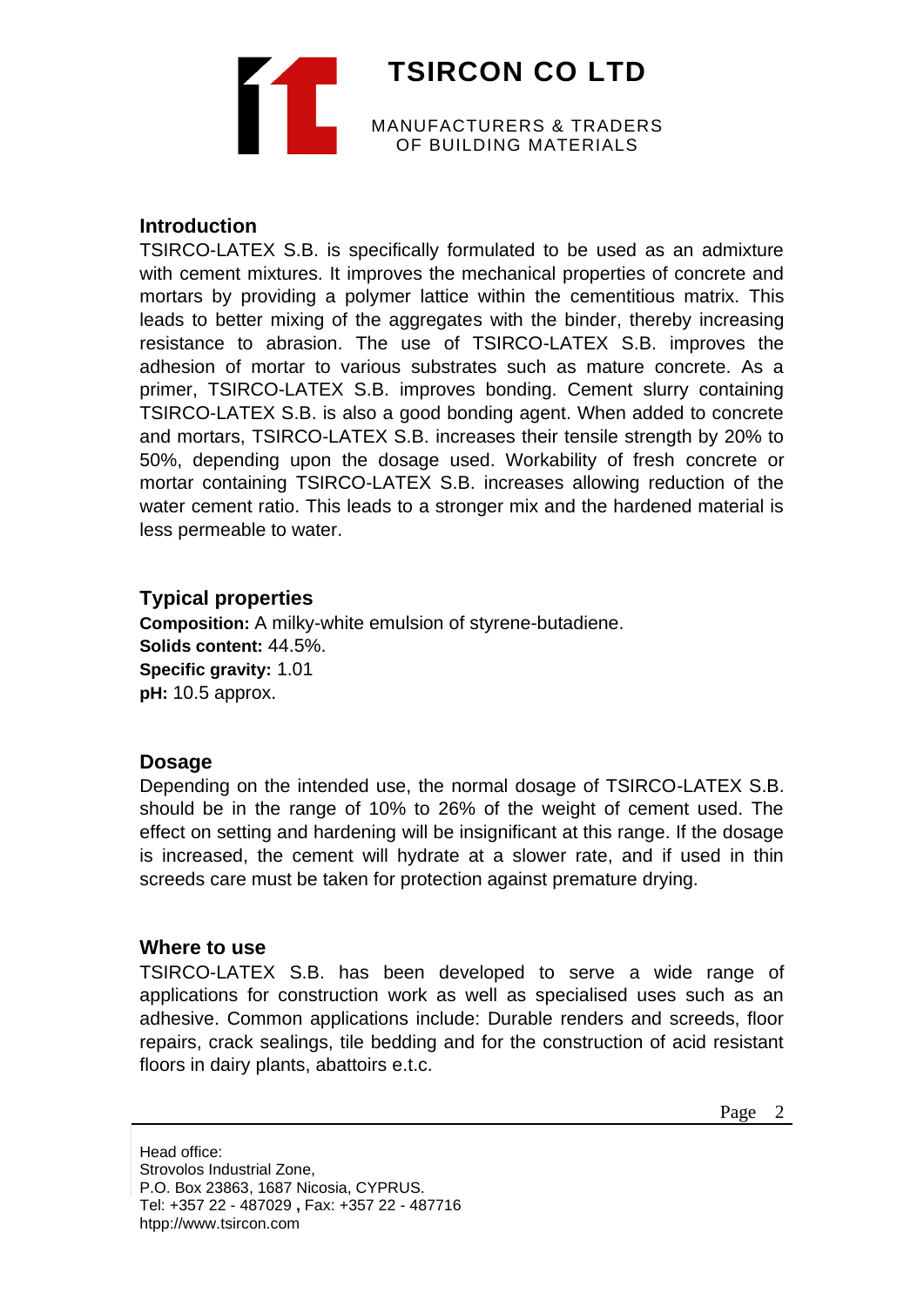# TSIRCON CO LTD

MANUFACTURERS & TRADERS
OF BUILDING MATERIALS

## Introduction

TSIRCO-LATEX S.B. is specifically formulated to be used as an admixture with cement mixtures. It improves the mechanical properties of concrete and mortars by providing a polymer lattice within the cementitious matrix. This leads to better mixing of the aggregates with the binder, thereby increasing resistance to abrasion. The use of TSIRCO-LATEX S.B. improves the adhesion of mortar to various substrates such as mature concrete. As a primer, TSIRCO-LATEX S.B. improves bonding. Cement slurry containing TSIRCO-LATEX S.B. is also a good bonding agent. When added to concrete and mortars, TSIRCO-LATEX S.B. increases their tensile strength by 20% to 50%, depending upon the dosage used. Workability of fresh concrete or mortar containing TSIRCO-LATEX S.B. increases allowing reduction of the water cement ratio. This leads to a stronger mix and the hardened material is less permeable to water.

## Typical properties

**Composition:** A milky-white emulsion of styrene-butadiene.
**Solids content:** 44.5%.
**Specific gravity:** 1.01
**pH:** 10.5 approx.

## Dosage

Depending on the intended use, the normal dosage of TSIRCO-LATEX S.B. should be in the range of 10% to 26% of the weight of cement used. The effect on setting and hardening will be insignificant at this range. If the dosage is increased, the cement will hydrate at a slower rate, and if used in thin screeds care must be taken for protection against premature drying.

## Where to use

TSIRCO-LATEX S.B. has been developed to serve a wide range of applications for construction work as well as specialised uses such as an adhesive. Common applications include: Durable renders and screeds, floor repairs, crack sealings, tile bedding and for the construction of acid resistant floors in dairy plants, abattoirs e.t.c.

Head office:
Strovolos Industrial Zone,
P.O. Box 23863, 1687 Nicosia, CYPRUS.
Tel: +357 22 - 487029 , Fax: +357 22 - 487716
htpp://www.tsircon.com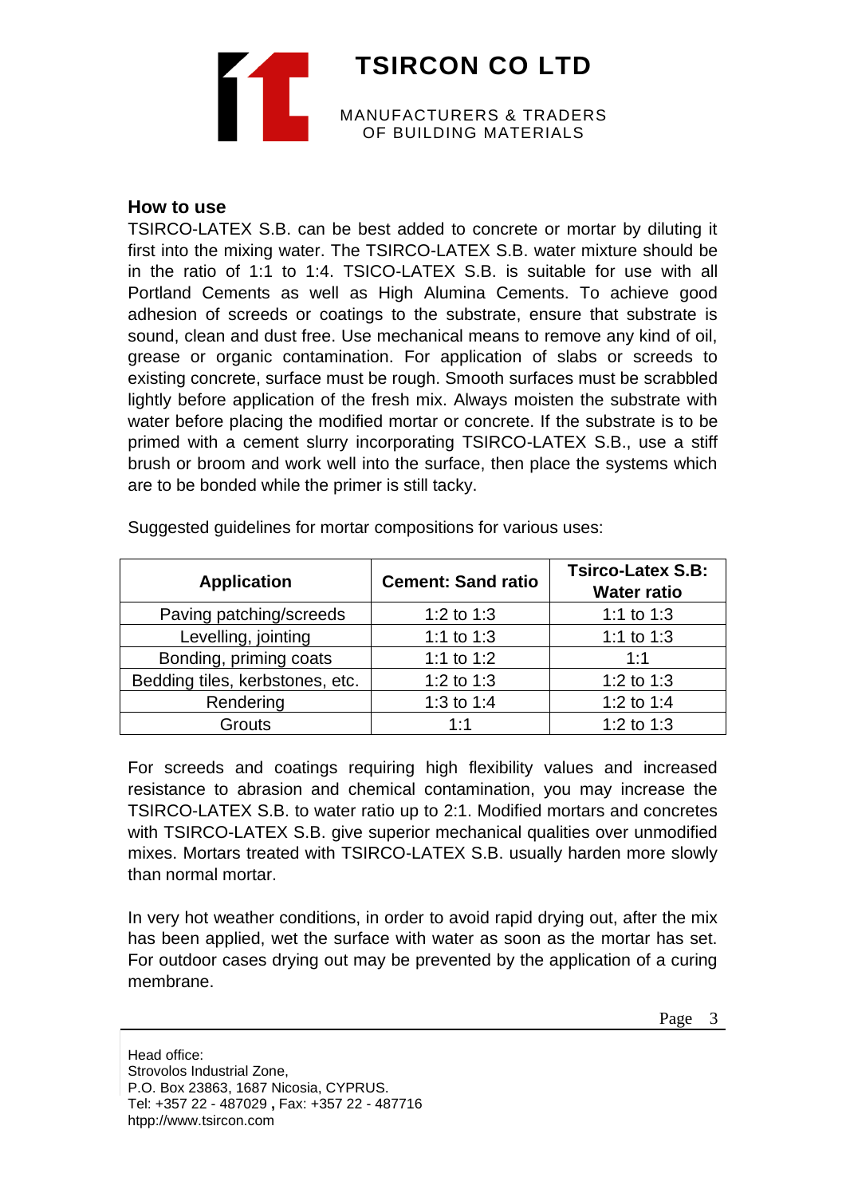### How to use

TSIRCO-LATEX S.B. can be best added to concrete or mortar by diluting it first into the mixing water. The TSIRCO-LATEX S.B. water mixture should be in the ratio of 1:1 to 1:4. TSICO-LATEX S.B. is suitable for use with all Portland Cements as well as High Alumina Cements. To achieve good adhesion of screeds or coatings to the substrate, ensure that substrate is sound, clean and dust free. Use mechanical means to remove any kind of oil, grease or organic contamination. For application of slabs or screeds to existing concrete, surface must be rough. Smooth surfaces must be scrabbled lightly before application of the fresh mix. Always moisten the substrate with water before placing the modified mortar or concrete. If the substrate is to be primed with a cement slurry incorporating TSIRCO-LATEX S.B., use a stiff brush or broom and work well into the surface, then place the systems which are to be bonded while the primer is still tacky.

Suggested guidelines for mortar compositions for various uses:

| Application | Cement: Sand ratio | Tsirco-Latex S.B: Water ratio |
|---|---|---|
| Paving patching/screeds | 1:2 to 1:3 | 1:1 to 1:3 |
| Levelling, jointing | 1:1 to 1:3 | 1:1 to 1:3 |
| Bonding, priming coats | 1:1 to 1:2 | 1:1 |
| Bedding tiles, kerbstones, etc. | 1:2 to 1:3 | 1:2 to 1:3 |
| Rendering | 1:3 to 1:4 | 1:2 to 1:4 |
| Grouts | 1:1 | 1:2 to 1:3 |

For screeds and coatings requiring high flexibility values and increased resistance to abrasion and chemical contamination, you may increase the TSIRCO-LATEX S.B. to water ratio up to 2:1. Modified mortars and concretes with TSIRCO-LATEX S.B. give superior mechanical qualities over unmodified mixes. Mortars treated with TSIRCO-LATEX S.B. usually harden more slowly than normal mortar.

In very hot weather conditions, in order to avoid rapid drying out, after the mix has been applied, wet the surface with water as soon as the mortar has set. For outdoor cases drying out may be prevented by the application of a curing membrane.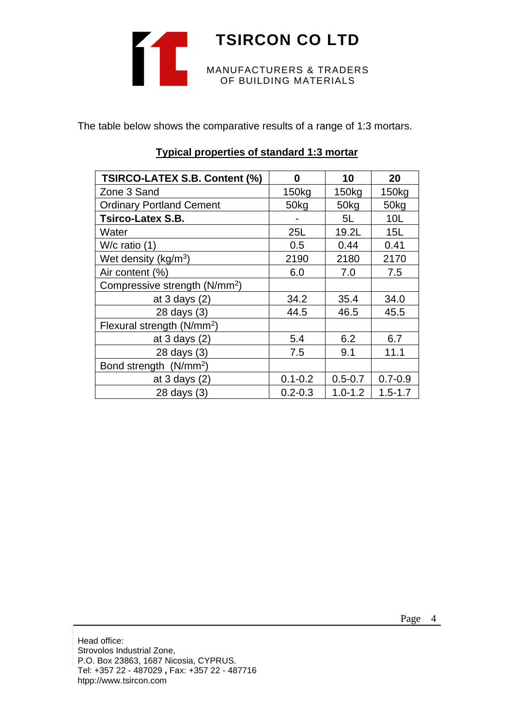The table below shows the comparative results of a range of 1:3 mortars.

**Typical properties of standard 1:3 mortar**

| **TSIRCO-LATEX S.B. Content (%)** | **0** | **10** | **20** |
|---|---|---|---|
| Zone 3 Sand | 150kg | 150kg | 150kg |
| Ordinary Portland Cement | 50kg | 50kg | 50kg |
| **Tsirco-Latex S.B.** | - | 5L | 10L |
| Water | 25L | 19.2L | 15L |
| W/c ratio (1) | 0.5 | 0.44 | 0.41 |
| Wet density (kg/m$^3$) | 2190 | 2180 | 2170 |
| Air content (%) | 6.0 | 7.0 | 7.5 |
| Compressive strength (N/mm$^2$) | | | |
| at 3 days (2) | 34.2 | 35.4 | 34.0 |
| 28 days (3) | 44.5 | 46.5 | 45.5 |
| Flexural strength (N/mm$^2$) | | | |
| at 3 days (2) | 5.4 | 6.2 | 6.7 |
| 28 days (3) | 7.5 | 9.1 | 11.1 |
| Bond strength (N/mm$^2$) | | | |
| at 3 days (2) | 0.1-0.2 | 0.5-0.7 | 0.7-0.9 |
| 28 days (3) | 0.2-0.3 | 1.0-1.2 | 1.5-1.7 |